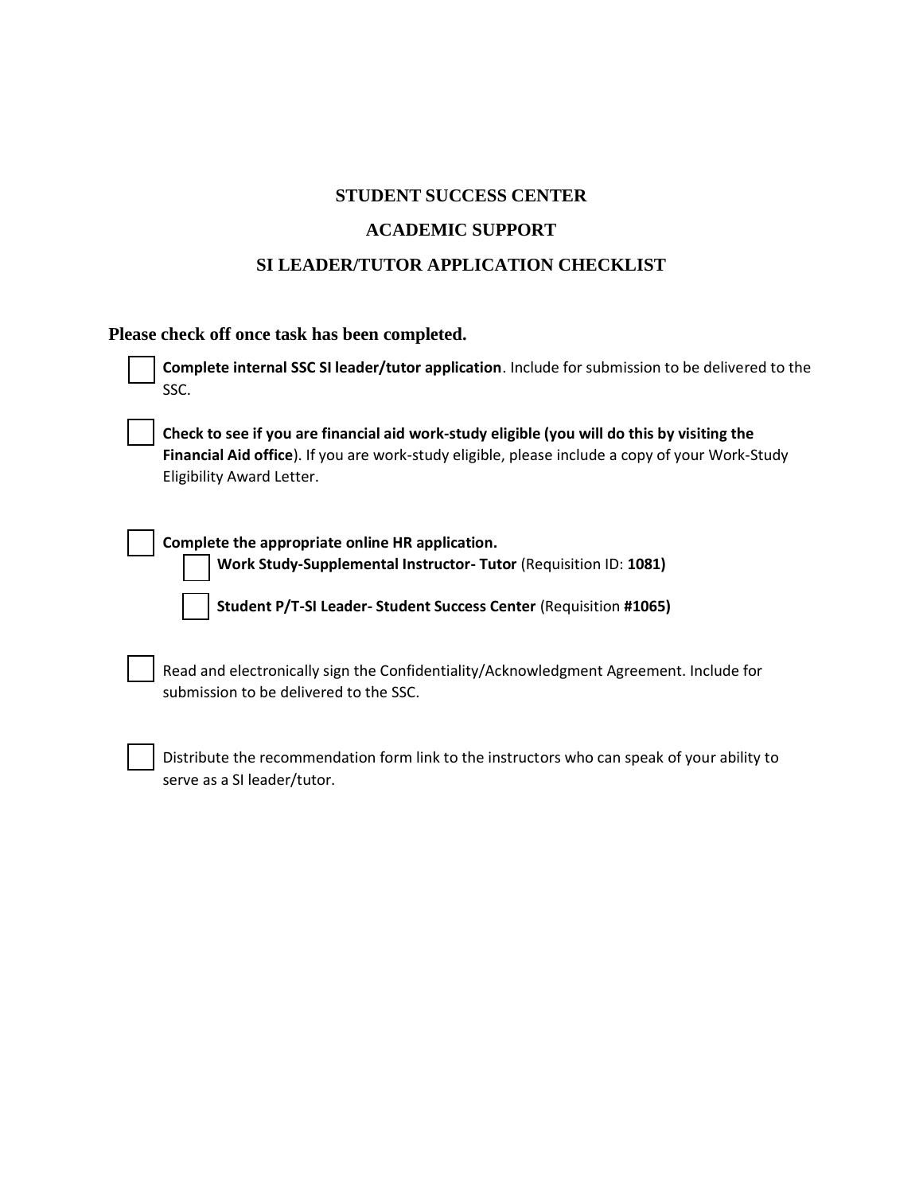# STUDENT SUCCESS CENTER

## ACADEMIC SUPPORT

## SI LEADER/TUTOR APPLICATION CHECKLIST

**Please check off once task has been completed.**

- [ ] **Complete internal SSC SI leader/tutor application**. Include for submission to be delivered to the SSC.

- [ ] **Check to see if you are financial aid work-study eligible (you will do this by visiting the Financial Aid office**). If you are work-study eligible, please include a copy of your Work-Study Eligibility Award Letter.

- [ ] **Complete the appropriate online HR application.**
  - [ ] **Work Study-Supplemental Instructor- Tutor** (Requisition ID: **1081)**
  - [ ] **Student P/T-SI Leader- Student Success Center** (Requisition **#1065)**

- [ ] Read and electronically sign the Confidentiality/Acknowledgment Agreement. Include for submission to be delivered to the SSC.

- [ ] Distribute the recommendation form link to the instructors who can speak of your ability to serve as a SI leader/tutor.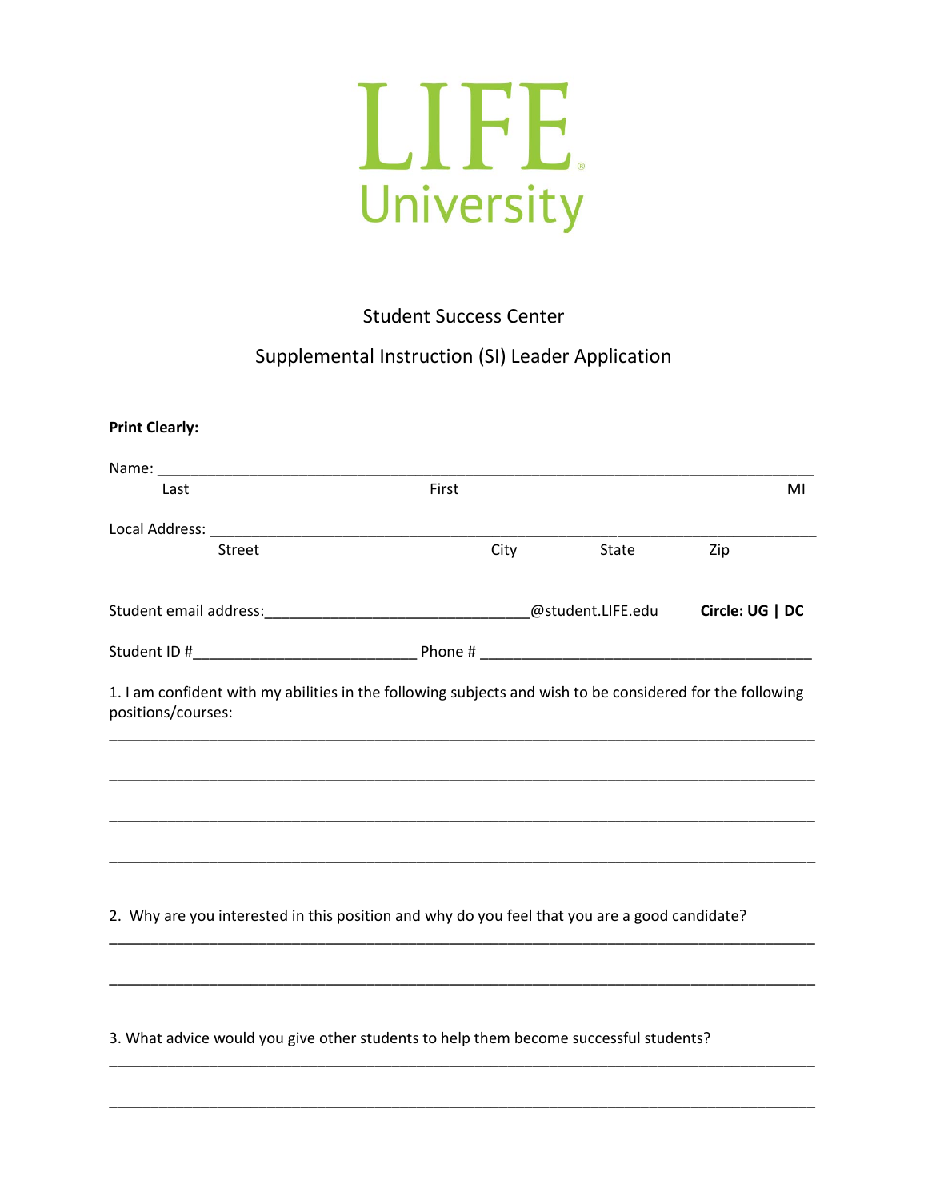# LIFE University

## Student Success Center

## Supplemental Instruction (SI) Leader Application

**Print Clearly:**

Name: ______________________________________________________________________________
Last                                        First                                        MI

Local Address: _________________________________________________________________________
Street                                        City                State                Zip

Student email address:________________________________@student.LIFE.edu    **Circle: UG | DC**

Student ID #__________________________ Phone # _______________________________________

1. I am confident with my abilities in the following subjects and wish to be considered for the following positions/courses:

_________________________________________________________________________________

_________________________________________________________________________________

_________________________________________________________________________________

_________________________________________________________________________________

2. Why are you interested in this position and why do you feel that you are a good candidate?

_________________________________________________________________________________

_________________________________________________________________________________

3. What advice would you give other students to help them become successful students?

_________________________________________________________________________________

_________________________________________________________________________________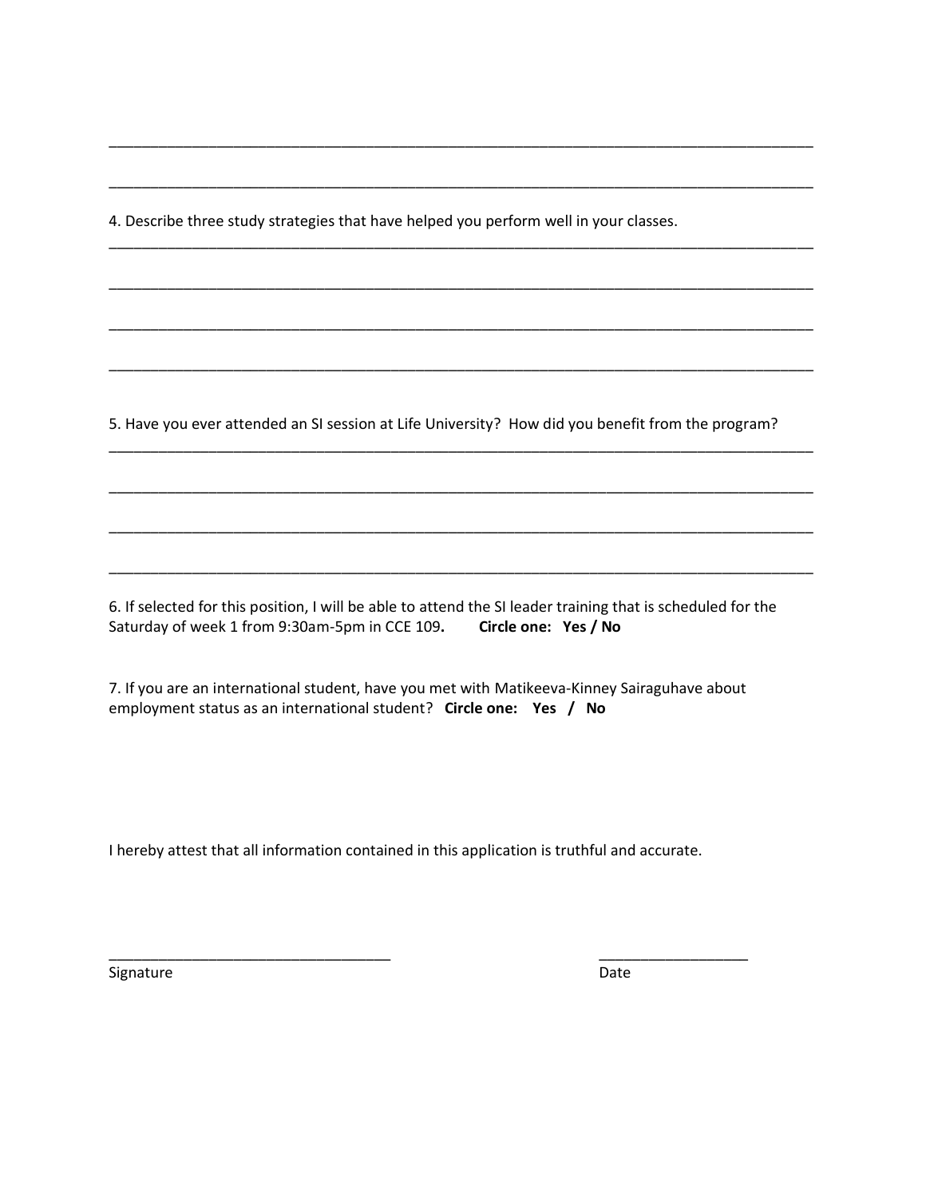______________________________________________________________________________________

______________________________________________________________________________________

4. Describe three study strategies that have helped you perform well in your classes.

______________________________________________________________________________________

______________________________________________________________________________________

______________________________________________________________________________________

______________________________________________________________________________________

5. Have you ever attended an SI session at Life University? How did you benefit from the program?

______________________________________________________________________________________

______________________________________________________________________________________

______________________________________________________________________________________

______________________________________________________________________________________

6. If selected for this position, I will be able to attend the SI leader training that is scheduled for the Saturday of week 1 from 9:30am-5pm in CCE 109**.** **Circle one: Yes / No**

7. If you are an international student, have you met with Matikeeva-Kinney Sairaguhave about employment status as an international student? **Circle one: Yes / No**

I hereby attest that all information contained in this application is truthful and accurate.

___________________________________ ___________________

Signature Date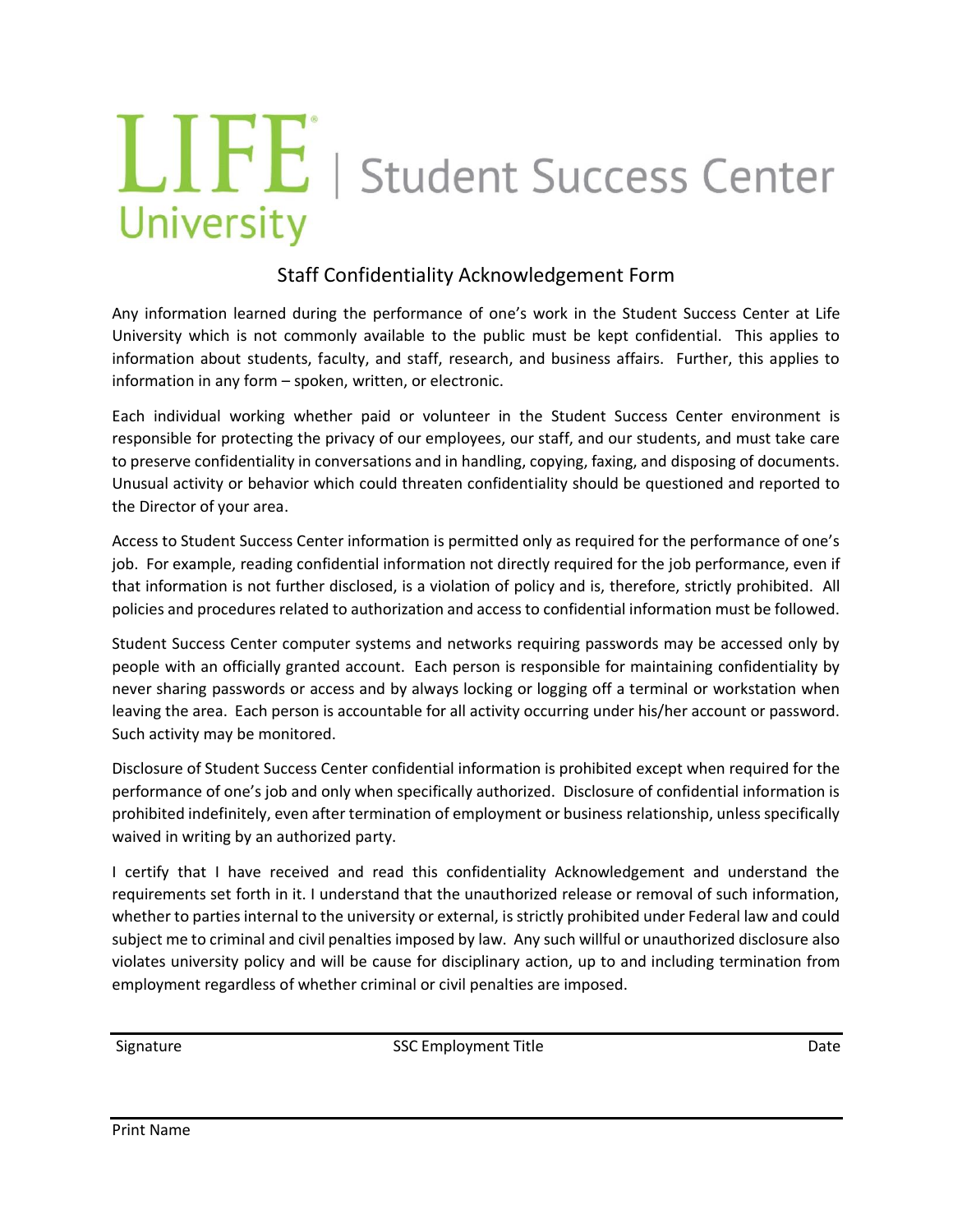LIFE University | Student Success Center

## Staff Confidentiality Acknowledgement Form

Any information learned during the performance of one's work in the Student Success Center at Life University which is not commonly available to the public must be kept confidential. This applies to information about students, faculty, and staff, research, and business affairs. Further, this applies to information in any form – spoken, written, or electronic.

Each individual working whether paid or volunteer in the Student Success Center environment is responsible for protecting the privacy of our employees, our staff, and our students, and must take care to preserve confidentiality in conversations and in handling, copying, faxing, and disposing of documents. Unusual activity or behavior which could threaten confidentiality should be questioned and reported to the Director of your area.

Access to Student Success Center information is permitted only as required for the performance of one's job. For example, reading confidential information not directly required for the job performance, even if that information is not further disclosed, is a violation of policy and is, therefore, strictly prohibited. All policies and procedures related to authorization and access to confidential information must be followed.

Student Success Center computer systems and networks requiring passwords may be accessed only by people with an officially granted account. Each person is responsible for maintaining confidentiality by never sharing passwords or access and by always locking or logging off a terminal or workstation when leaving the area. Each person is accountable for all activity occurring under his/her account or password. Such activity may be monitored.

Disclosure of Student Success Center confidential information is prohibited except when required for the performance of one's job and only when specifically authorized. Disclosure of confidential information is prohibited indefinitely, even after termination of employment or business relationship, unless specifically waived in writing by an authorized party.

I certify that I have received and read this confidentiality Acknowledgement and understand the requirements set forth in it. I understand that the unauthorized release or removal of such information, whether to parties internal to the university or external, is strictly prohibited under Federal law and could subject me to criminal and civil penalties imposed by law. Any such willful or unauthorized disclosure also violates university policy and will be cause for disciplinary action, up to and including termination from employment regardless of whether criminal or civil penalties are imposed.

_______________________________________________________________________________

Signature SSC Employment Title Date

_______________________________________________________________________________

Print Name